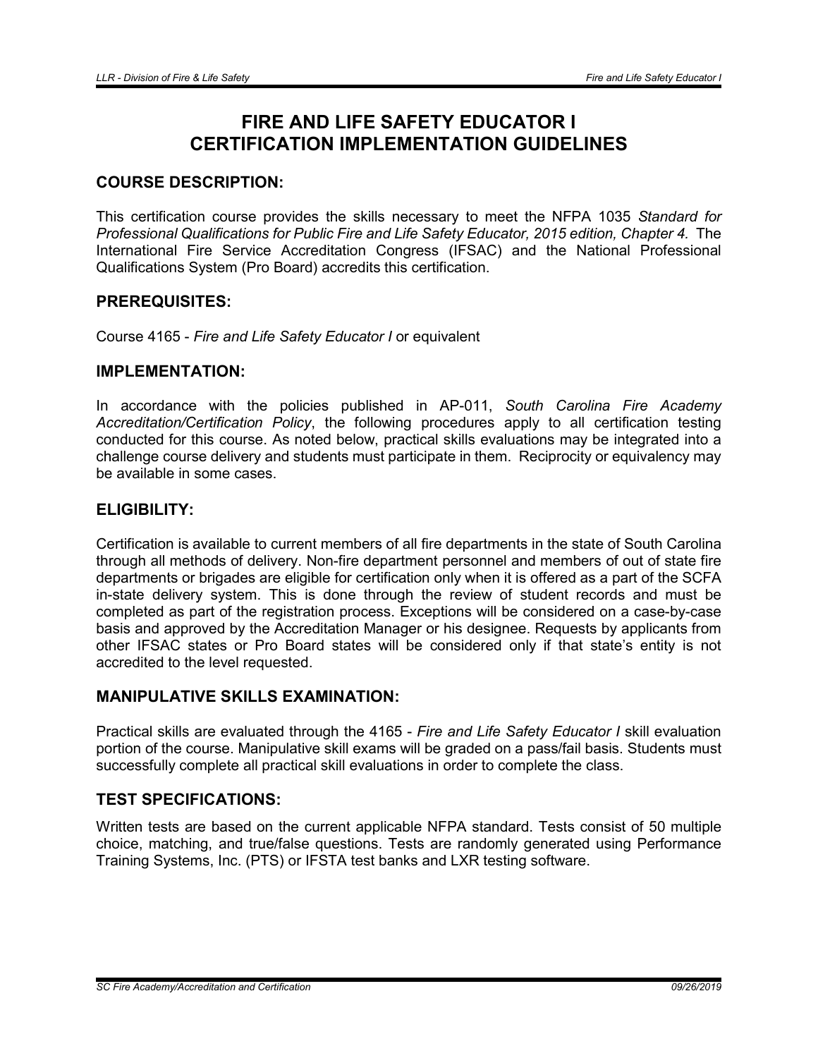# FIRE AND LIFE SAFETY EDUCATOR I CERTIFICATION IMPLEMENTATION GUIDELINES

## COURSE DESCRIPTION:

This certification course provides the skills necessary to meet the NFPA 1035 *Standard for Professional Qualifications for Public Fire and Life Safety Educator, 2015 edition, Chapter 4.* The International Fire Service Accreditation Congress (IFSAC) and the National Professional Qualifications System (Pro Board) accredits this certification.

## PREREQUISITES:

Course 4165 - *Fire and Life Safety Educator I* or equivalent

## IMPLEMENTATION:

In accordance with the policies published in AP-011, *South Carolina Fire Academy Accreditation/Certification Policy*, the following procedures apply to all certification testing conducted for this course. As noted below, practical skills evaluations may be integrated into a challenge course delivery and students must participate in them. Reciprocity or equivalency may be available in some cases.

## ELIGIBILITY:

Certification is available to current members of all fire departments in the state of South Carolina through all methods of delivery. Non-fire department personnel and members of out of state fire departments or brigades are eligible for certification only when it is offered as a part of the SCFA in-state delivery system. This is done through the review of student records and must be completed as part of the registration process. Exceptions will be considered on a case-by-case basis and approved by the Accreditation Manager or his designee. Requests by applicants from other IFSAC states or Pro Board states will be considered only if that state's entity is not accredited to the level requested.

## MANIPULATIVE SKILLS EXAMINATION:

Practical skills are evaluated through the 4165 - *Fire and Life Safety Educator I* skill evaluation portion of the course. Manipulative skill exams will be graded on a pass/fail basis. Students must successfully complete all practical skill evaluations in order to complete the class.

## TEST SPECIFICATIONS:

Written tests are based on the current applicable NFPA standard. Tests consist of 50 multiple choice, matching, and true/false questions. Tests are randomly generated using Performance Training Systems, Inc. (PTS) or IFSTA test banks and LXR testing software.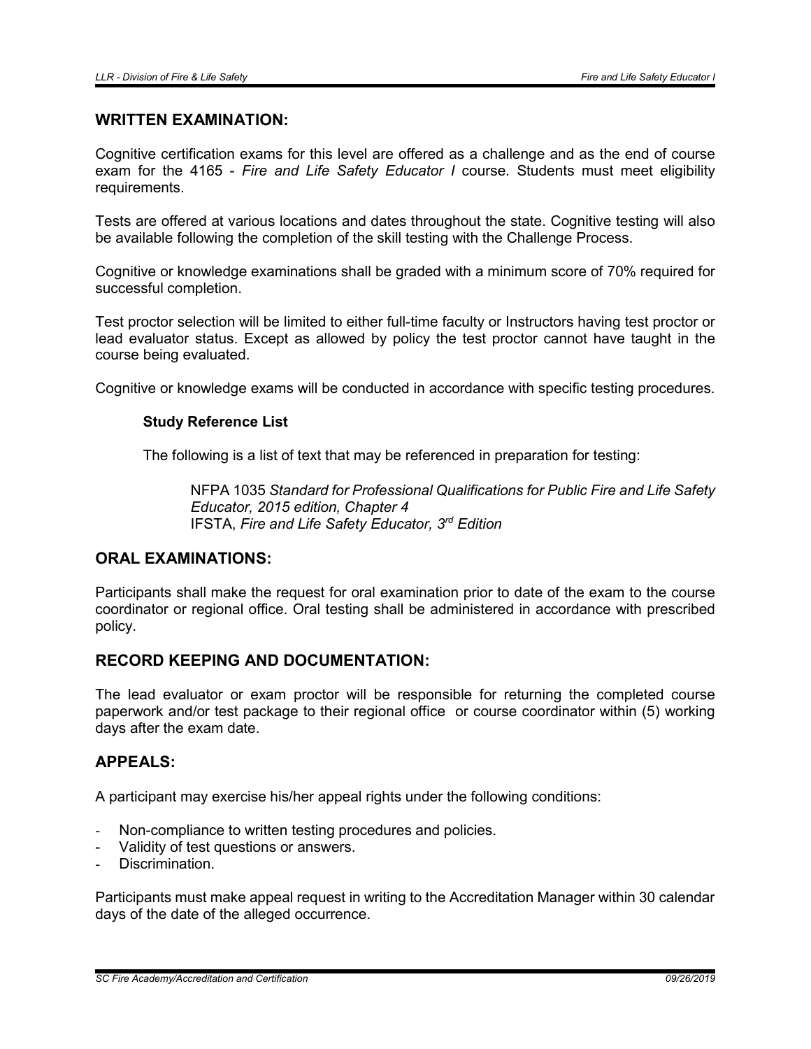## WRITTEN EXAMINATION:

Cognitive certification exams for this level are offered as a challenge and as the end of course exam for the 4165 - *Fire and Life Safety Educator I* course. Students must meet eligibility requirements.

Tests are offered at various locations and dates throughout the state. Cognitive testing will also be available following the completion of the skill testing with the Challenge Process.

Cognitive or knowledge examinations shall be graded with a minimum score of 70% required for successful completion.

Test proctor selection will be limited to either full-time faculty or Instructors having test proctor or lead evaluator status. Except as allowed by policy the test proctor cannot have taught in the course being evaluated.

Cognitive or knowledge exams will be conducted in accordance with specific testing procedures.

### Study Reference List

The following is a list of text that may be referenced in preparation for testing:

NFPA 1035 *Standard for Professional Qualifications for Public Fire and Life Safety Educator, 2015 edition, Chapter 4*
IFSTA, *Fire and Life Safety Educator, 3rd Edition*

## ORAL EXAMINATIONS:

Participants shall make the request for oral examination prior to date of the exam to the course coordinator or regional office. Oral testing shall be administered in accordance with prescribed policy.

## RECORD KEEPING AND DOCUMENTATION:

The lead evaluator or exam proctor will be responsible for returning the completed course paperwork and/or test package to their regional office or course coordinator within (5) working days after the exam date.

## APPEALS:

A participant may exercise his/her appeal rights under the following conditions:

- Non-compliance to written testing procedures and policies.
- Validity of test questions or answers.
- Discrimination.

Participants must make appeal request in writing to the Accreditation Manager within 30 calendar days of the date of the alleged occurrence.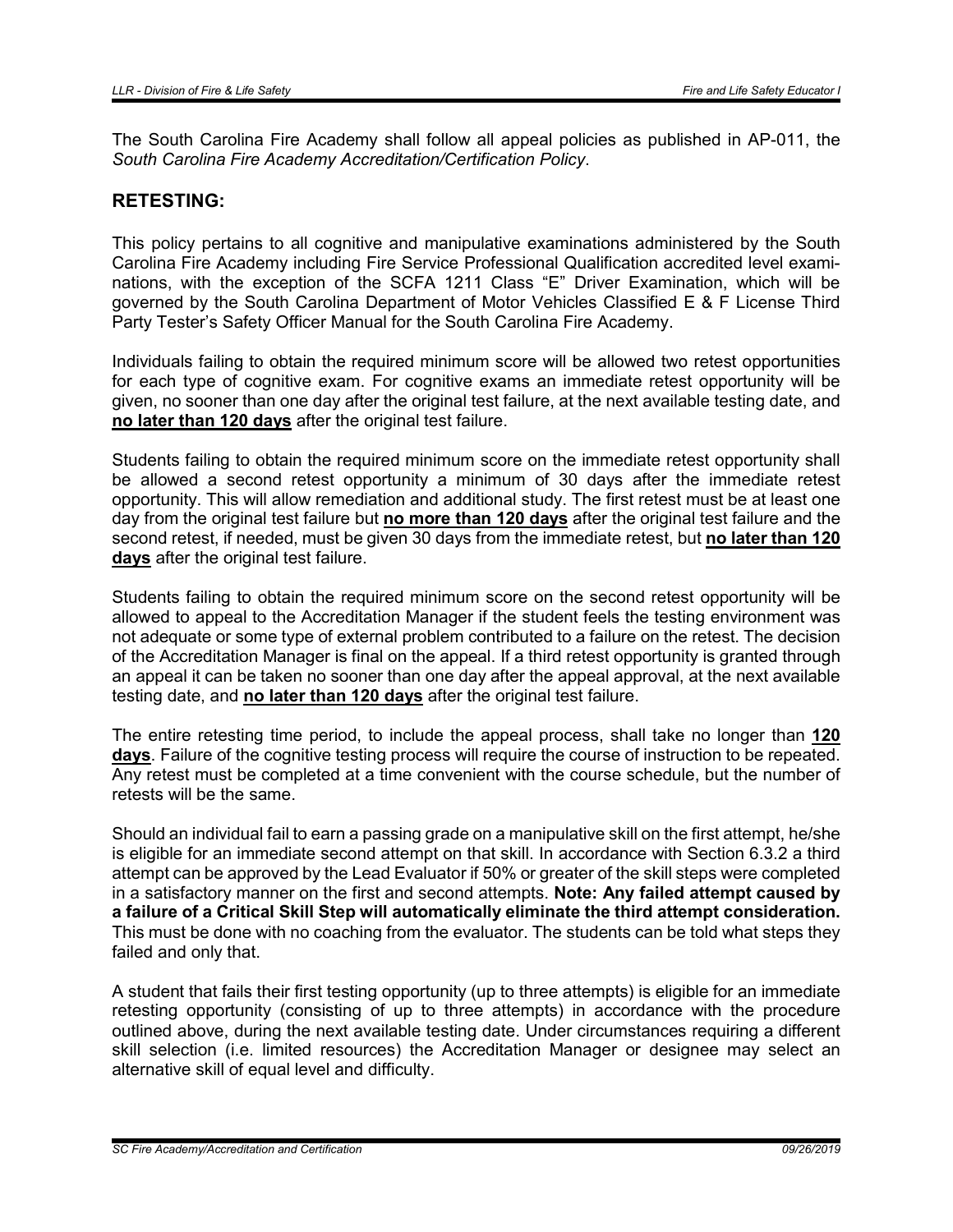The South Carolina Fire Academy shall follow all appeal policies as published in AP-011, the *South Carolina Fire Academy Accreditation/Certification Policy*.

## RETESTING:

This policy pertains to all cognitive and manipulative examinations administered by the South Carolina Fire Academy including Fire Service Professional Qualification accredited level examinations, with the exception of the SCFA 1211 Class "E" Driver Examination, which will be governed by the South Carolina Department of Motor Vehicles Classified E & F License Third Party Tester's Safety Officer Manual for the South Carolina Fire Academy.

Individuals failing to obtain the required minimum score will be allowed two retest opportunities for each type of cognitive exam. For cognitive exams an immediate retest opportunity will be given, no sooner than one day after the original test failure, at the next available testing date, and **no later than 120 days** after the original test failure.

Students failing to obtain the required minimum score on the immediate retest opportunity shall be allowed a second retest opportunity a minimum of 30 days after the immediate retest opportunity. This will allow remediation and additional study. The first retest must be at least one day from the original test failure but **no more than 120 days** after the original test failure and the second retest, if needed, must be given 30 days from the immediate retest, but **no later than 120 days** after the original test failure.

Students failing to obtain the required minimum score on the second retest opportunity will be allowed to appeal to the Accreditation Manager if the student feels the testing environment was not adequate or some type of external problem contributed to a failure on the retest. The decision of the Accreditation Manager is final on the appeal. If a third retest opportunity is granted through an appeal it can be taken no sooner than one day after the appeal approval, at the next available testing date, and **no later than 120 days** after the original test failure.

The entire retesting time period, to include the appeal process, shall take no longer than **120 days**. Failure of the cognitive testing process will require the course of instruction to be repeated. Any retest must be completed at a time convenient with the course schedule, but the number of retests will be the same.

Should an individual fail to earn a passing grade on a manipulative skill on the first attempt, he/she is eligible for an immediate second attempt on that skill. In accordance with Section 6.3.2 a third attempt can be approved by the Lead Evaluator if 50% or greater of the skill steps were completed in a satisfactory manner on the first and second attempts. **Note: Any failed attempt caused by a failure of a Critical Skill Step will automatically eliminate the third attempt consideration.** This must be done with no coaching from the evaluator. The students can be told what steps they failed and only that.

A student that fails their first testing opportunity (up to three attempts) is eligible for an immediate retesting opportunity (consisting of up to three attempts) in accordance with the procedure outlined above, during the next available testing date. Under circumstances requiring a different skill selection (i.e. limited resources) the Accreditation Manager or designee may select an alternative skill of equal level and difficulty.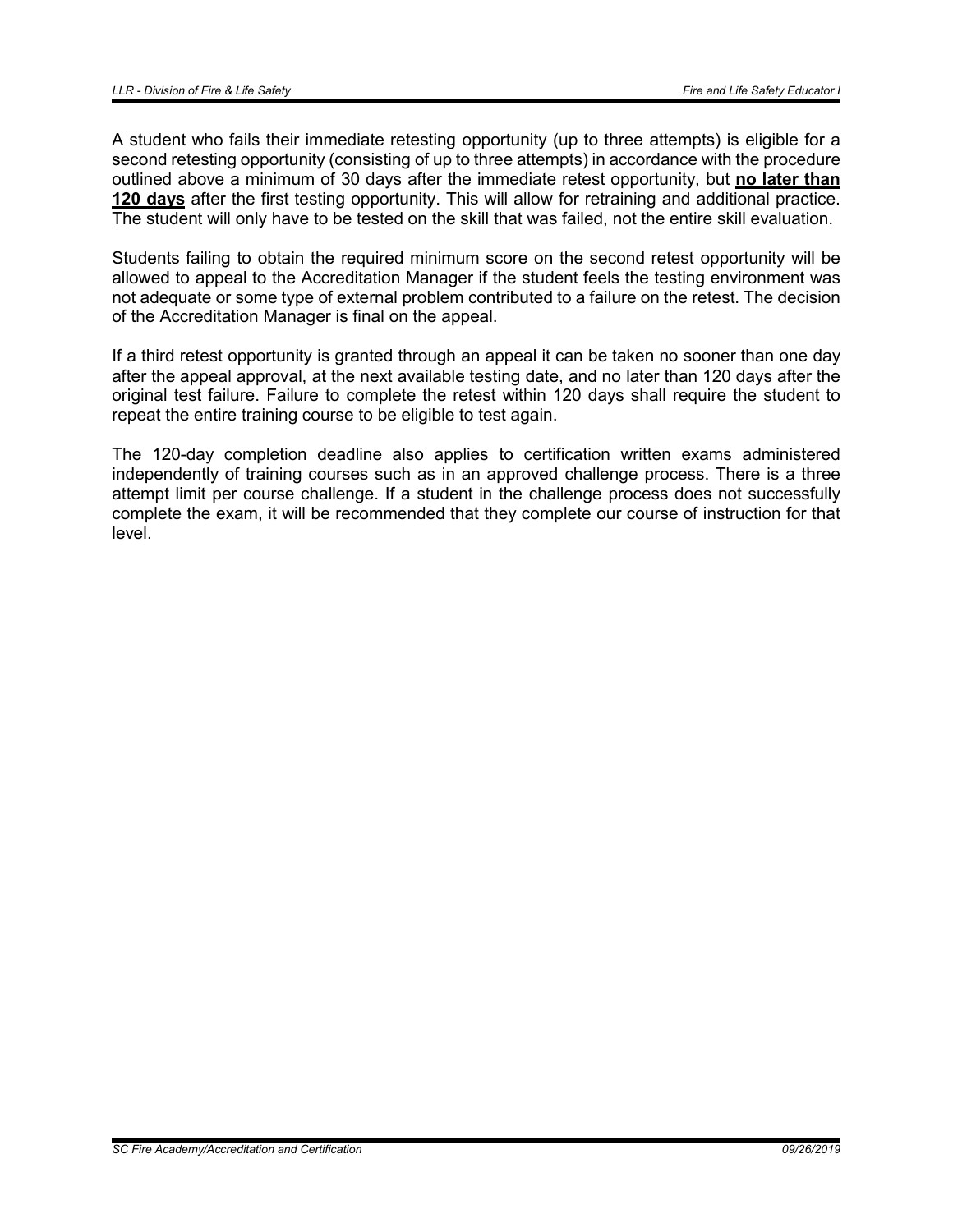A student who fails their immediate retesting opportunity (up to three attempts) is eligible for a second retesting opportunity (consisting of up to three attempts) in accordance with the procedure outlined above a minimum of 30 days after the immediate retest opportunity, but **no later than 120 days** after the first testing opportunity. This will allow for retraining and additional practice. The student will only have to be tested on the skill that was failed, not the entire skill evaluation.

Students failing to obtain the required minimum score on the second retest opportunity will be allowed to appeal to the Accreditation Manager if the student feels the testing environment was not adequate or some type of external problem contributed to a failure on the retest. The decision of the Accreditation Manager is final on the appeal.

If a third retest opportunity is granted through an appeal it can be taken no sooner than one day after the appeal approval, at the next available testing date, and no later than 120 days after the original test failure. Failure to complete the retest within 120 days shall require the student to repeat the entire training course to be eligible to test again.

The 120-day completion deadline also applies to certification written exams administered independently of training courses such as in an approved challenge process. There is a three attempt limit per course challenge. If a student in the challenge process does not successfully complete the exam, it will be recommended that they complete our course of instruction for that level.